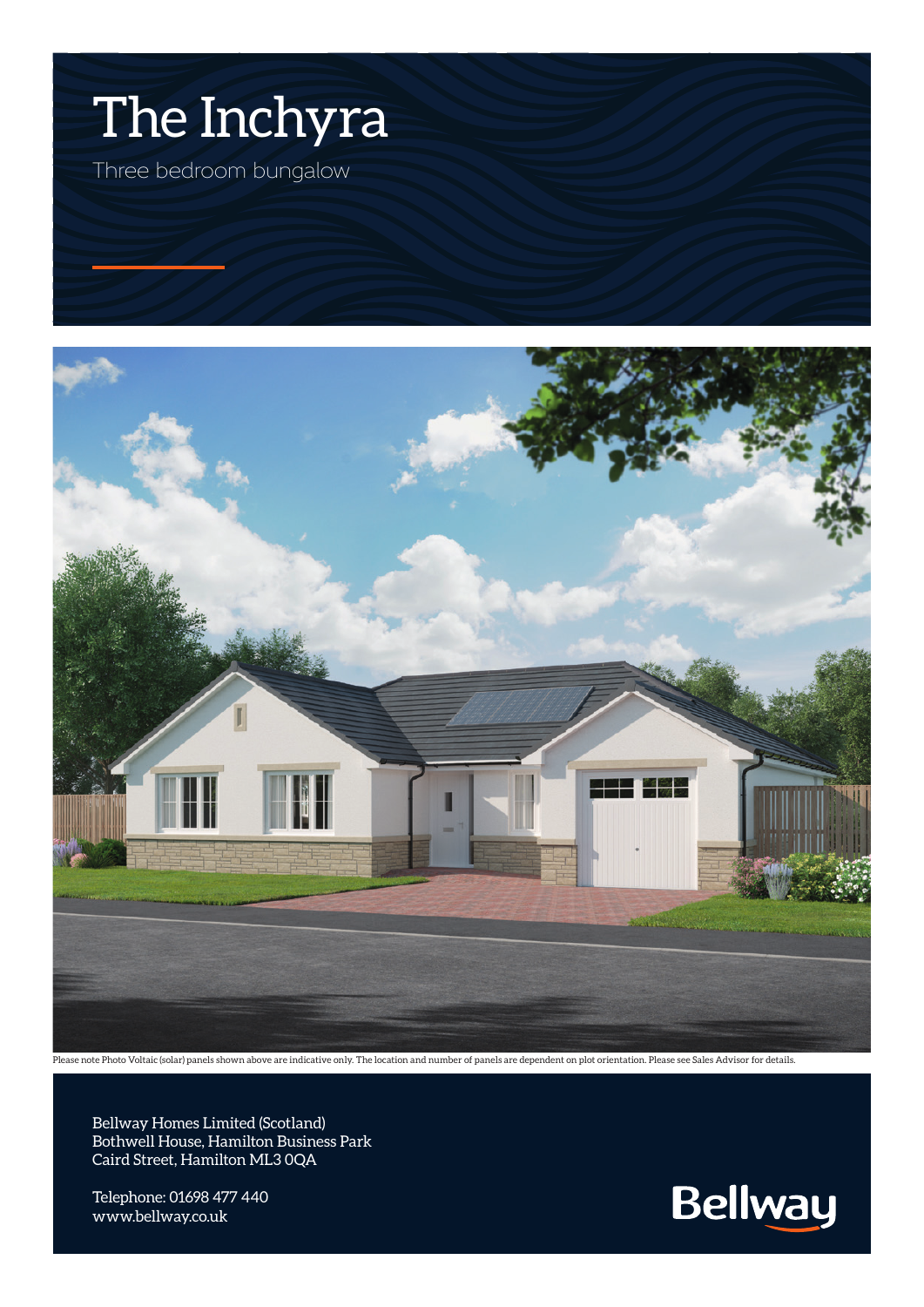# The Inchyra

Three bedroom bungalow

Please note Photo Voltaic (solar) panels shown above are indicative only. The location and number of panels are dependent on plot orientation. Please see Sales Advisor for details.

Bellway Homes Limited (Scotland)
Bothwell House, Hamilton Business Park
Caird Street, Hamilton ML3 0QA

Telephone: 01698 477 440
www.bellway.co.uk

Bellway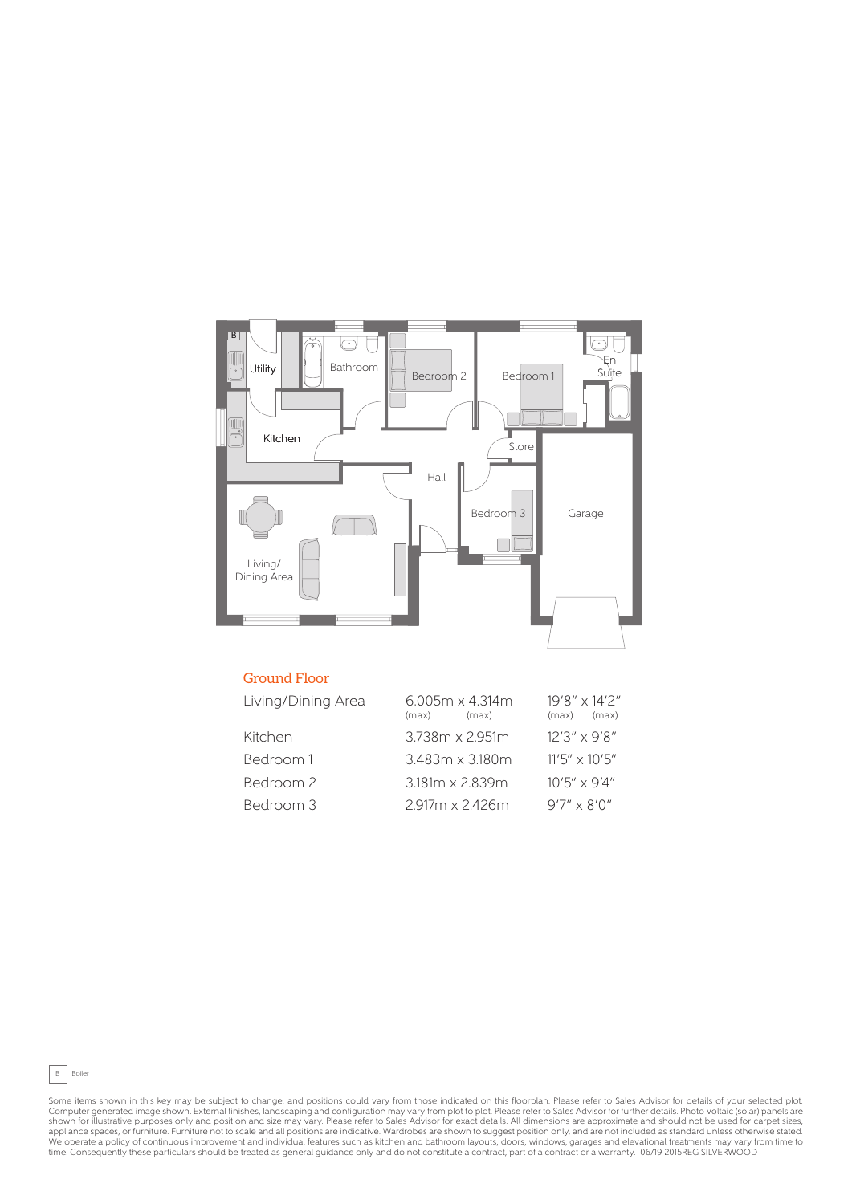Utility

Bathroom

Bedroom 2

Bedroom 1

En Suite

Kitchen

Store

Hall

Bedroom 3

Garage

Living/ Dining Area

## Ground Floor

| | | |
|---|---|---|
| Living/Dining Area | 6.005m x 4.314m (max) (max) | 19'8" x 14'2" (max) (max) |
| Kitchen | 3.738m x 2.951m | 12'3" x 9'8" |
| Bedroom 1 | 3.483m x 3.180m | 11'5" x 10'5" |
| Bedroom 2 | 3.181m x 2.839m | 10'5" x 9'4" |
| Bedroom 3 | 2.917m x 2.426m | 9'7" x 8'0" |

B Boiler

Some items shown in this key may be subject to change, and positions could vary from those indicated on this floorplan. Please refer to Sales Advisor for details of your selected plot. Computer generated image shown. External finishes, landscaping and configuration may vary from plot to plot. Please refer to Sales Advisor for further details. Photo Voltaic (solar) panels are shown for illustrative purposes only and position and size may vary. Please refer to Sales Advisor for exact details. All dimensions are approximate and should not be used for carpet sizes, appliance spaces, or furniture. Furniture not to scale and all positions are indicative. Wardrobes are shown to suggest position only, and are not included as standard unless otherwise stated. We operate a policy of continuous improvement and individual features such as kitchen and bathroom layouts, doors, windows, garages and elevational treatments may vary from time to time. Consequently these particulars should be treated as general guidance only and do not constitute a contract, part of a contract or a warranty. 06/19 2015REG SILVERWOOD